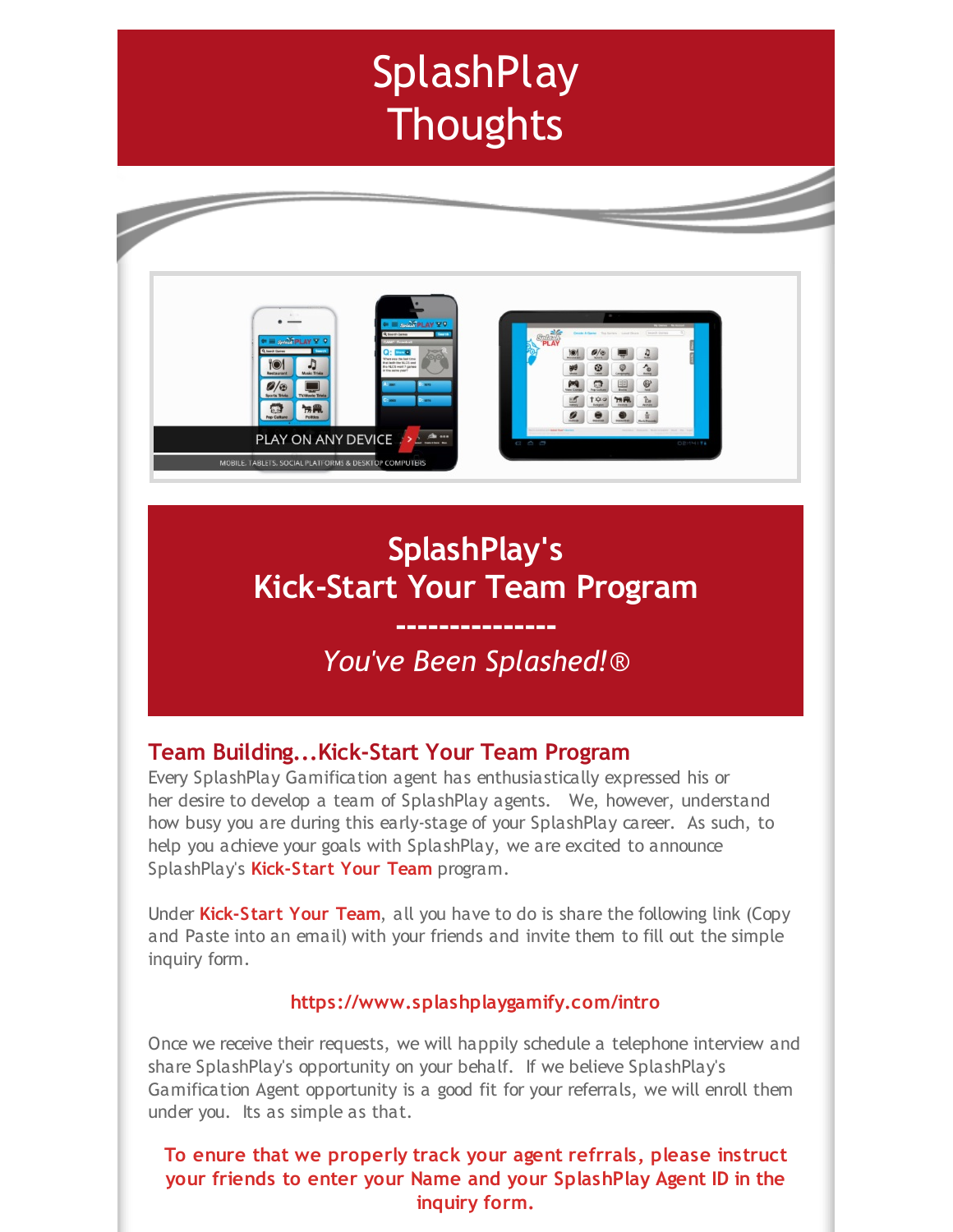# SplashPlay Thoughts

## SplashPlay's Kick-Start Your Team Program

---------------

*You've Been Splashed!®*

### Team Building...Kick-Start Your Team Program

Every SplashPlay Gamification agent has enthusiastically expressed his or her desire to develop a team of SplashPlay agents. We, however, understand how busy you are during this early-stage of your SplashPlay career. As such, to help you achieve your goals with SplashPlay, we are excited to announce SplashPlay's **Kick-Start Your Team** program.

Under **Kick-Start Your Team**, all you have to do is share the following link (Copy and Paste into an email) with your friends and invite them to fill out the simple inquiry form.

**https://www.splashplaygamify.com/intro**

Once we receive their requests, we will happily schedule a telephone interview and share SplashPlay's opportunity on your behalf. If we believe SplashPlay's Gamification Agent opportunity is a good fit for your referrals, we will enroll them under you. Its as simple as that.

**To enure that we properly track your agent refrrals, please instruct your friends to enter your Name and your SplashPlay Agent ID in the inquiry form.**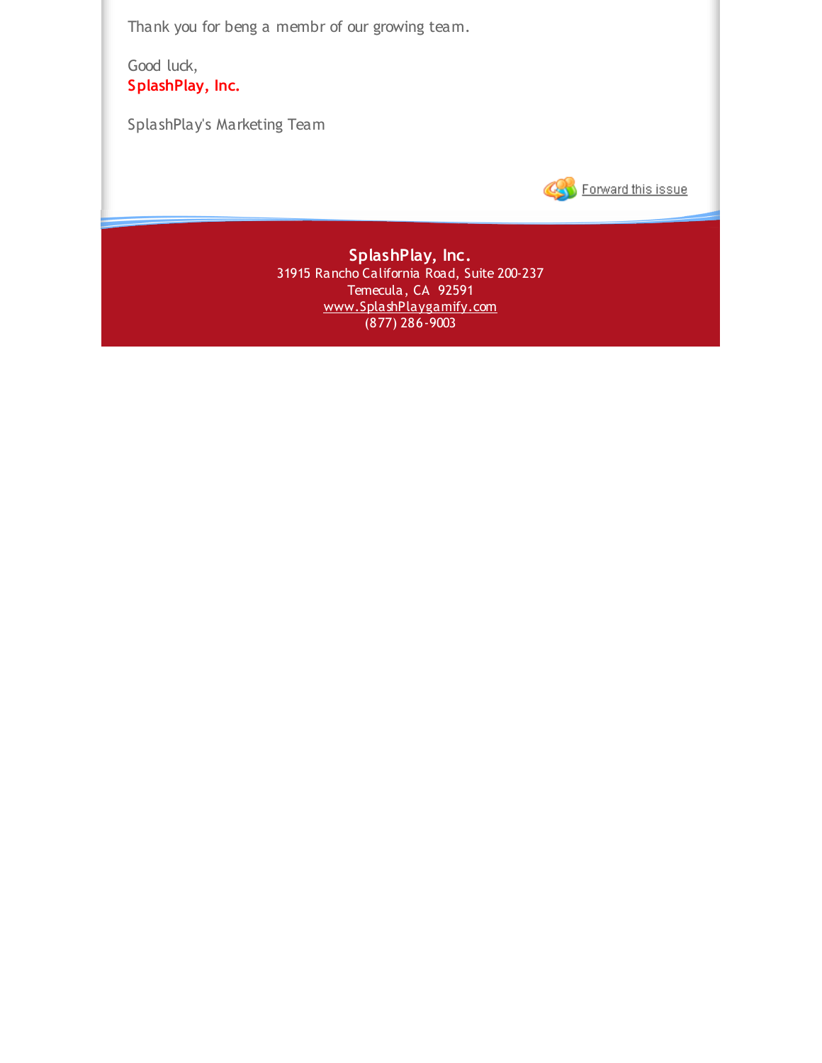Thank you for beng a membr of our growing team.

Good luck,
**SplashPlay, Inc.**

SplashPlay's Marketing Team

Forward this issue

**SplashPlay, Inc.**
31915 Rancho California Road, Suite 200-237
Temecula, CA 92591
www.SplashPlaygamify.com
(877) 286-9003